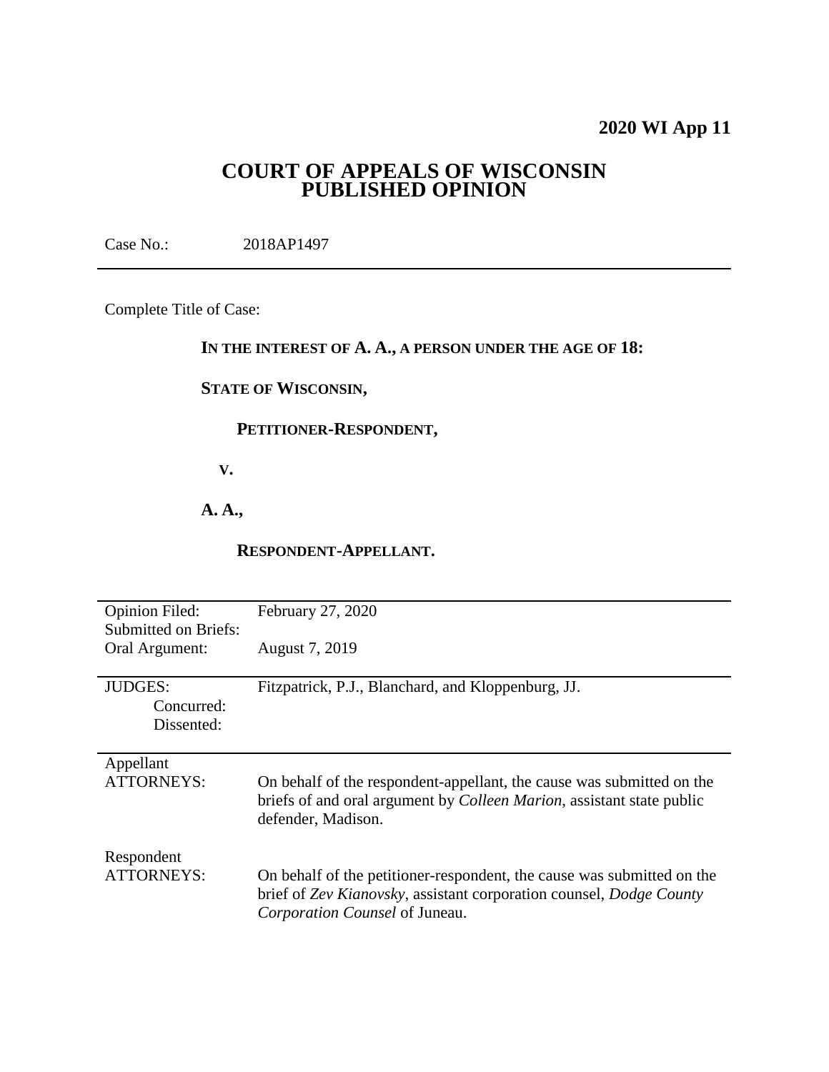**2020 WI App 11**

# COURT OF APPEALS OF WISCONSIN
# PUBLISHED OPINION

Case No.: 2018AP1497

---

Complete Title of Case:

**IN THE INTEREST OF A. A., A PERSON UNDER THE AGE OF 18:**

**STATE OF WISCONSIN,**

**PETITIONER-RESPONDENT,**

**V.**

**A. A.,**

**RESPONDENT-APPELLANT.**

---

| | |
|---|---|
| Opinion Filed: | February 27, 2020 |
| Submitted on Briefs: | |
| Oral Argument: | August 7, 2019 |

---

| | |
|---|---|
| JUDGES: | Fitzpatrick, P.J., Blanchard, and Kloppenburg, JJ. |
| Concurred: | |
| Dissented: | |

---

| | |
|---|---|
| Appellant ATTORNEYS: | On behalf of the respondent-appellant, the cause was submitted on the briefs of and oral argument by *Colleen Marion*, assistant state public defender, Madison. |
| Respondent ATTORNEYS: | On behalf of the petitioner-respondent, the cause was submitted on the brief of *Zev Kianovsky*, assistant corporation counsel, *Dodge County Corporation Counsel* of Juneau. |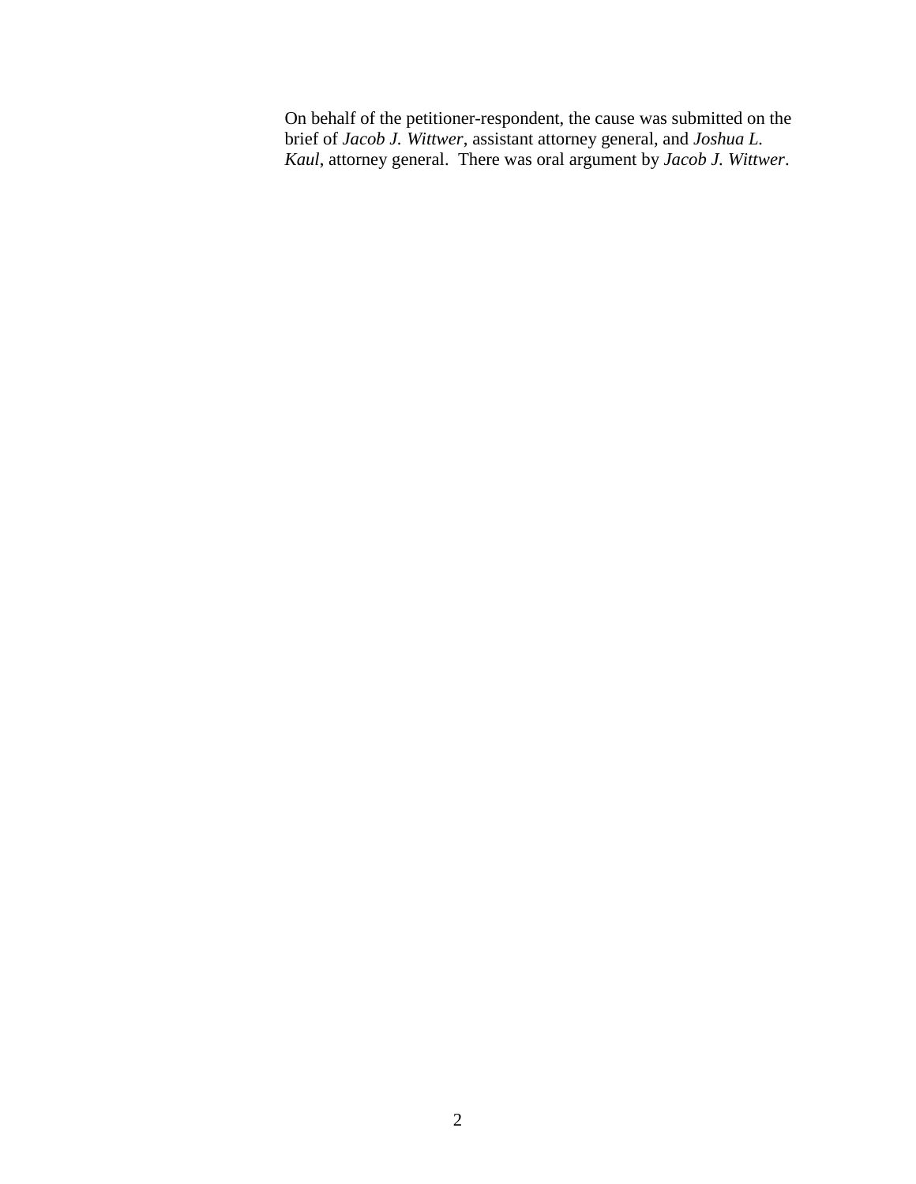On behalf of the petitioner-respondent, the cause was submitted on the brief of *Jacob J. Wittwer*, assistant attorney general, and *Joshua L. Kaul*, attorney general. There was oral argument by *Jacob J. Wittwer*.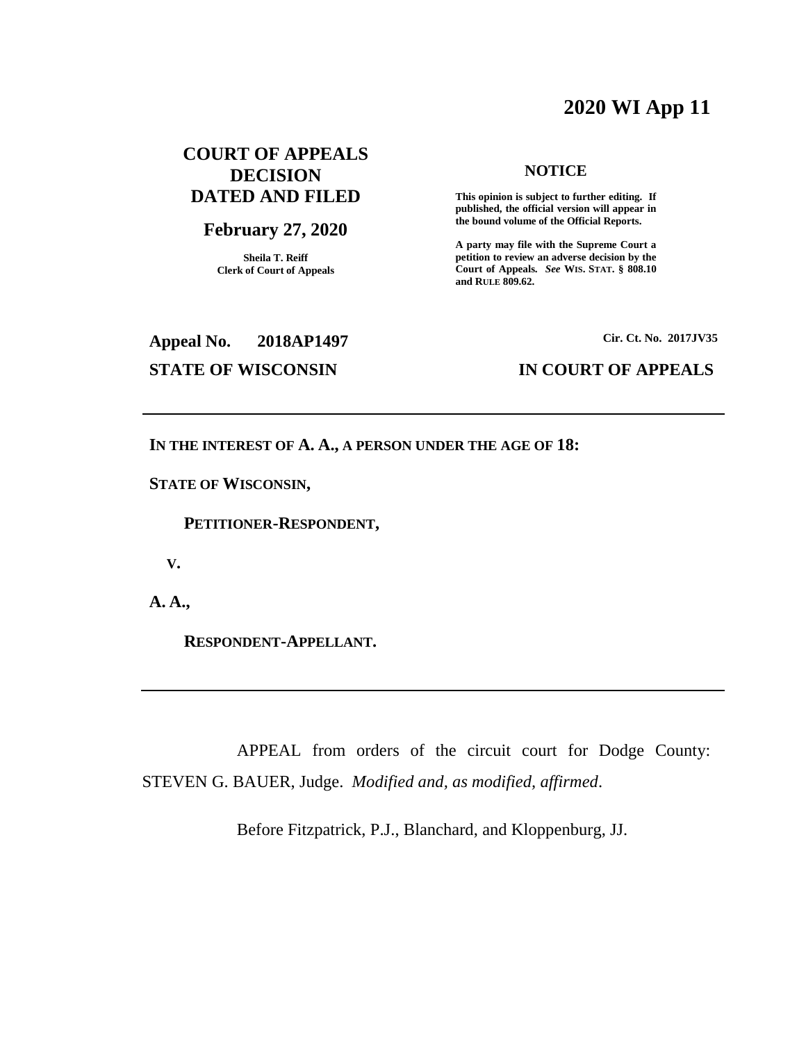# 2020 WI App 11

**COURT OF APPEALS DECISION DATED AND FILED**

**February 27, 2020**

**Sheila T. Reiff**
**Clerk of Court of Appeals**

**NOTICE**

**This opinion is subject to further editing. If published, the official version will appear in the bound volume of the Official Reports.**

**A party may file with the Supreme Court a petition to review an adverse decision by the Court of Appeals. *See* WIS. STAT. § 808.10 and RULE 809.62.**

**Appeal No. 2018AP1497**

**Cir. Ct. No. 2017JV35**

**STATE OF WISCONSIN IN COURT OF APPEALS**

---

**IN THE INTEREST OF A. A., A PERSON UNDER THE AGE OF 18:**

**STATE OF WISCONSIN,**

**PETITIONER-RESPONDENT,**

**V.**

**A. A.,**

**RESPONDENT-APPELLANT.**

---

APPEAL from orders of the circuit court for Dodge County: STEVEN G. BAUER, Judge. *Modified and, as modified, affirmed*.

Before Fitzpatrick, P.J., Blanchard, and Kloppenburg, JJ.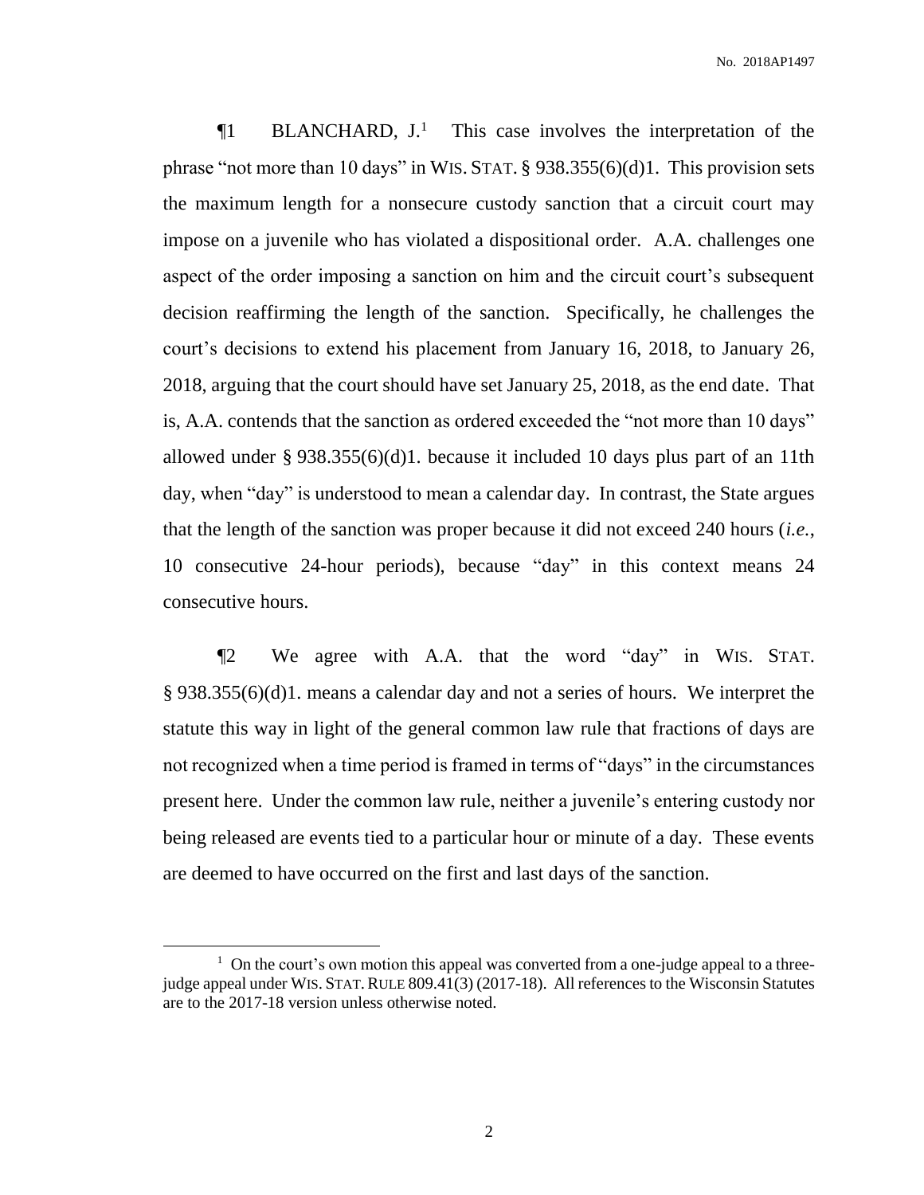¶1 BLANCHARD, J.[1] This case involves the interpretation of the phrase "not more than 10 days" in WIS. STAT. § 938.355(6)(d)1. This provision sets the maximum length for a nonsecure custody sanction that a circuit court may impose on a juvenile who has violated a dispositional order. A.A. challenges one aspect of the order imposing a sanction on him and the circuit court's subsequent decision reaffirming the length of the sanction. Specifically, he challenges the court's decisions to extend his placement from January 16, 2018, to January 26, 2018, arguing that the court should have set January 25, 2018, as the end date. That is, A.A. contends that the sanction as ordered exceeded the "not more than 10 days" allowed under § 938.355(6)(d)1. because it included 10 days plus part of an 11th day, when "day" is understood to mean a calendar day. In contrast, the State argues that the length of the sanction was proper because it did not exceed 240 hours (*i.e.*, 10 consecutive 24-hour periods), because "day" in this context means 24 consecutive hours.

¶2 We agree with A.A. that the word "day" in WIS. STAT. § 938.355(6)(d)1. means a calendar day and not a series of hours. We interpret the statute this way in light of the general common law rule that fractions of days are not recognized when a time period is framed in terms of "days" in the circumstances present here. Under the common law rule, neither a juvenile's entering custody nor being released are events tied to a particular hour or minute of a day. These events are deemed to have occurred on the first and last days of the sanction.

[1] On the court's own motion this appeal was converted from a one-judge appeal to a three-judge appeal under WIS. STAT. RULE 809.41(3) (2017-18). All references to the Wisconsin Statutes are to the 2017-18 version unless otherwise noted.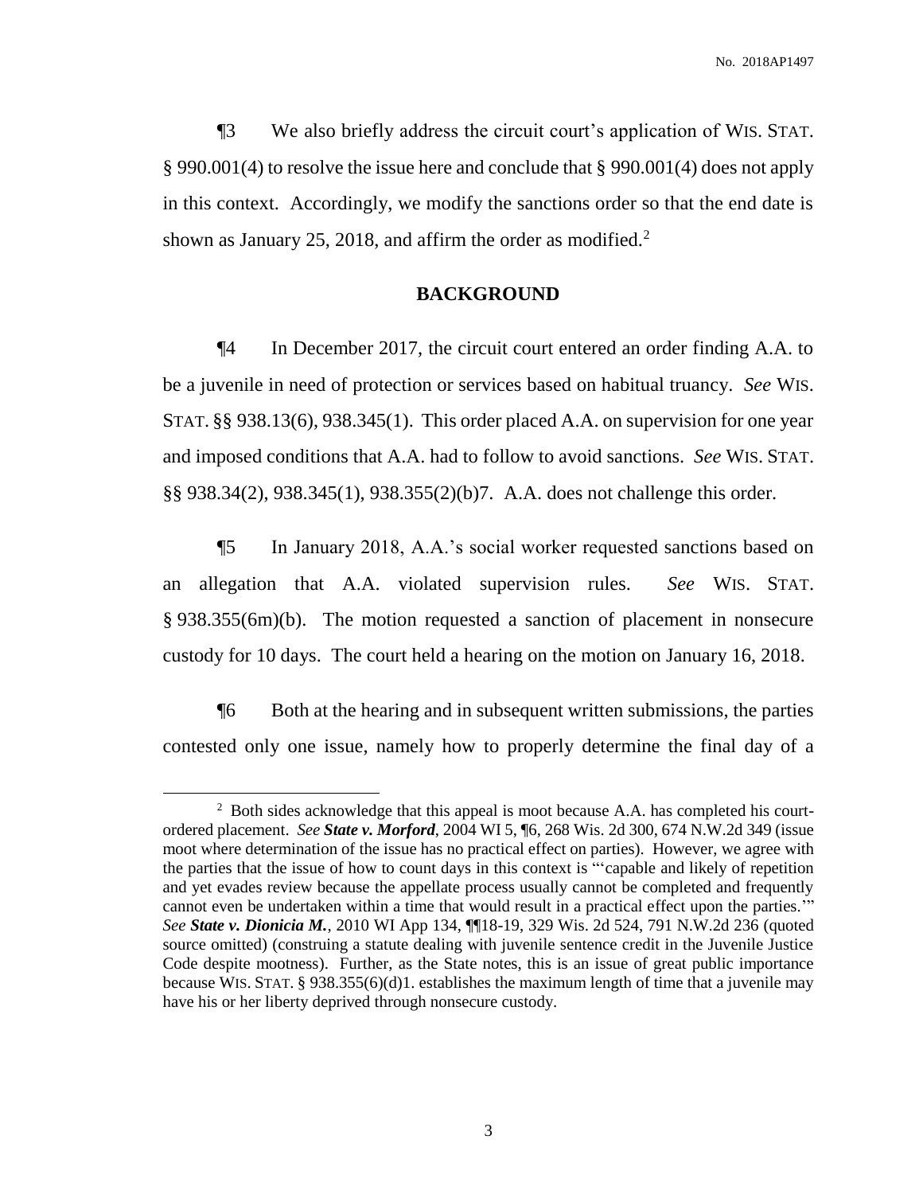¶3 We also briefly address the circuit court's application of WIS. STAT. § 990.001(4) to resolve the issue here and conclude that § 990.001(4) does not apply in this context. Accordingly, we modify the sanctions order so that the end date is shown as January 25, 2018, and affirm the order as modified.[2]

## BACKGROUND

¶4 In December 2017, the circuit court entered an order finding A.A. to be a juvenile in need of protection or services based on habitual truancy. *See* WIS. STAT. §§ 938.13(6), 938.345(1). This order placed A.A. on supervision for one year and imposed conditions that A.A. had to follow to avoid sanctions. *See* WIS. STAT. §§ 938.34(2), 938.345(1), 938.355(2)(b)7. A.A. does not challenge this order.

¶5 In January 2018, A.A.'s social worker requested sanctions based on an allegation that A.A. violated supervision rules. *See* WIS. STAT. § 938.355(6m)(b). The motion requested a sanction of placement in nonsecure custody for 10 days. The court held a hearing on the motion on January 16, 2018.

¶6 Both at the hearing and in subsequent written submissions, the parties contested only one issue, namely how to properly determine the final day of a

---

[2] Both sides acknowledge that this appeal is moot because A.A. has completed his court-ordered placement. *See* ***State v. Morford***, 2004 WI 5, ¶6, 268 Wis. 2d 300, 674 N.W.2d 349 (issue moot where determination of the issue has no practical effect on parties). However, we agree with the parties that the issue of how to count days in this context is "'capable and likely of repetition and yet evades review because the appellate process usually cannot be completed and frequently cannot even be undertaken within a time that would result in a practical effect upon the parties.'" *See* ***State v. Dionicia M.***, 2010 WI App 134, ¶¶18-19, 329 Wis. 2d 524, 791 N.W.2d 236 (quoted source omitted) (construing a statute dealing with juvenile sentence credit in the Juvenile Justice Code despite mootness). Further, as the State notes, this is an issue of great public importance because WIS. STAT. § 938.355(6)(d)1. establishes the maximum length of time that a juvenile may have his or her liberty deprived through nonsecure custody.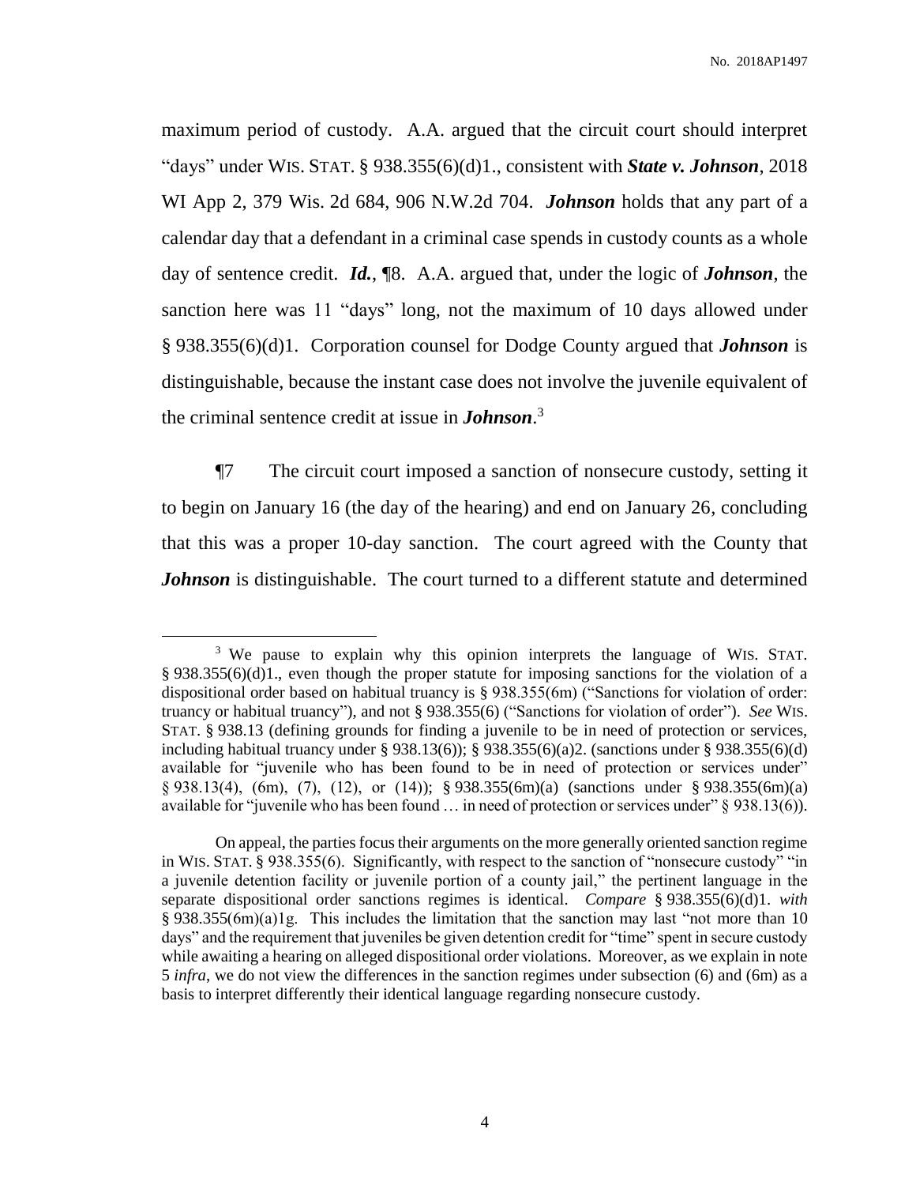maximum period of custody. A.A. argued that the circuit court should interpret "days" under WIS. STAT. § 938.355(6)(d)1., consistent with ***State v. Johnson***, 2018 WI App 2, 379 Wis. 2d 684, 906 N.W.2d 704. ***Johnson*** holds that any part of a calendar day that a defendant in a criminal case spends in custody counts as a whole day of sentence credit. ***Id.***, ¶8. A.A. argued that, under the logic of ***Johnson***, the sanction here was 11 "days" long, not the maximum of 10 days allowed under § 938.355(6)(d)1. Corporation counsel for Dodge County argued that ***Johnson*** is distinguishable, because the instant case does not involve the juvenile equivalent of the criminal sentence credit at issue in ***Johnson***.[3]

¶7 The circuit court imposed a sanction of nonsecure custody, setting it to begin on January 16 (the day of the hearing) and end on January 26, concluding that this was a proper 10-day sanction. The court agreed with the County that ***Johnson*** is distinguishable. The court turned to a different statute and determined

---

[3] We pause to explain why this opinion interprets the language of WIS. STAT. § 938.355(6)(d)1., even though the proper statute for imposing sanctions for the violation of a dispositional order based on habitual truancy is § 938.355(6m) ("Sanctions for violation of order: truancy or habitual truancy"), and not § 938.355(6) ("Sanctions for violation of order"). *See* WIS. STAT. § 938.13 (defining grounds for finding a juvenile to be in need of protection or services, including habitual truancy under § 938.13(6)); § 938.355(6)(a)2. (sanctions under § 938.355(6)(d) available for "juvenile who has been found to be in need of protection or services under" § 938.13(4), (6m), (7), (12), or (14)); § 938.355(6m)(a) (sanctions under § 938.355(6m)(a) available for "juvenile who has been found … in need of protection or services under" § 938.13(6)).

On appeal, the parties focus their arguments on the more generally oriented sanction regime in WIS. STAT. § 938.355(6). Significantly, with respect to the sanction of "nonsecure custody" "in a juvenile detention facility or juvenile portion of a county jail," the pertinent language in the separate dispositional order sanctions regimes is identical. *Compare* § 938.355(6)(d)1. *with* § 938.355(6m)(a)1g. This includes the limitation that the sanction may last "not more than 10 days" and the requirement that juveniles be given detention credit for "time" spent in secure custody while awaiting a hearing on alleged dispositional order violations. Moreover, as we explain in note 5 *infra*, we do not view the differences in the sanction regimes under subsection (6) and (6m) as a basis to interpret differently their identical language regarding nonsecure custody.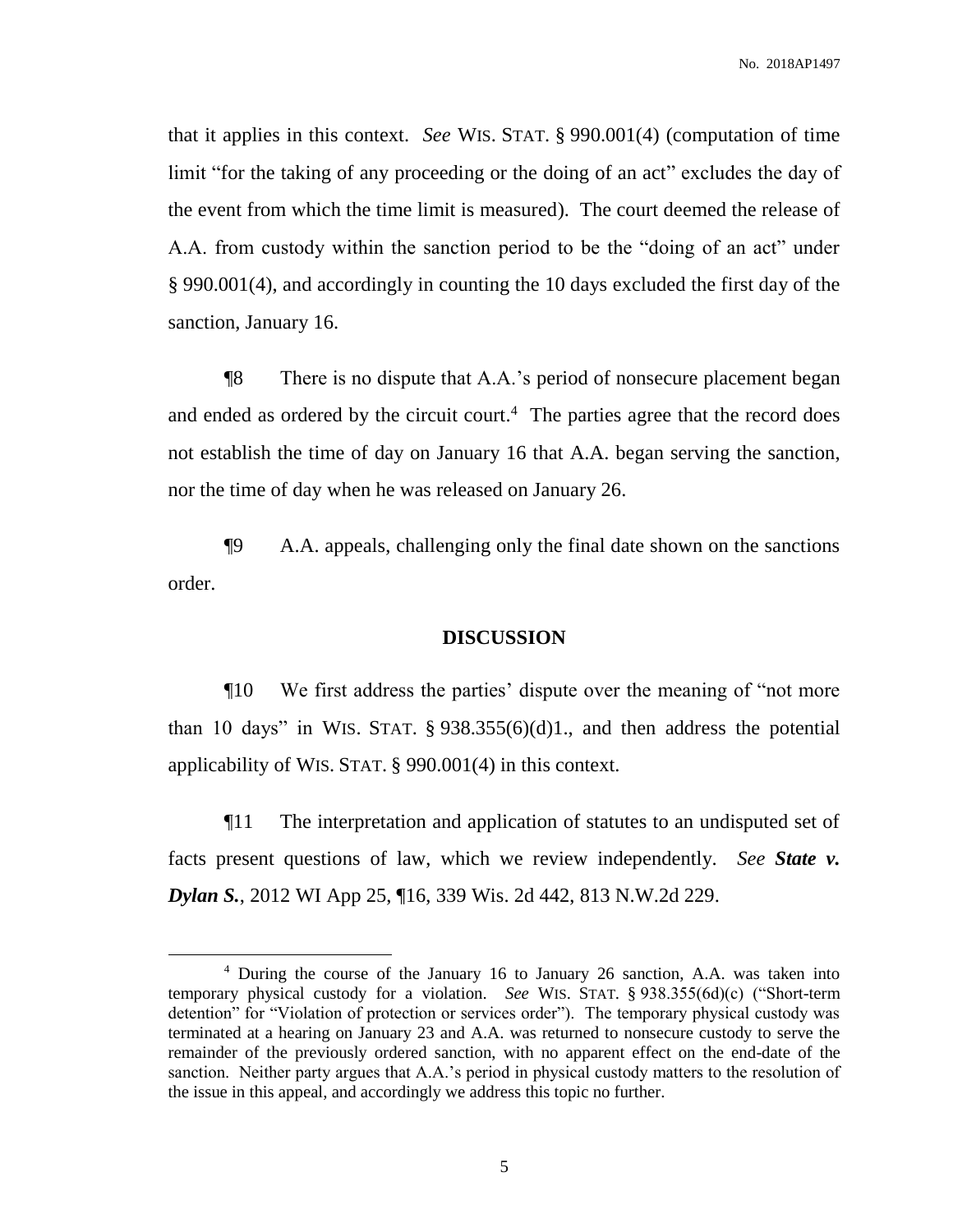that it applies in this context. *See* WIS. STAT. § 990.001(4) (computation of time limit "for the taking of any proceeding or the doing of an act" excludes the day of the event from which the time limit is measured). The court deemed the release of A.A. from custody within the sanction period to be the "doing of an act" under § 990.001(4), and accordingly in counting the 10 days excluded the first day of the sanction, January 16.

¶8 There is no dispute that A.A.'s period of nonsecure placement began and ended as ordered by the circuit court.[4] The parties agree that the record does not establish the time of day on January 16 that A.A. began serving the sanction, nor the time of day when he was released on January 26.

¶9 A.A. appeals, challenging only the final date shown on the sanctions order.

## DISCUSSION

¶10 We first address the parties' dispute over the meaning of "not more than 10 days" in WIS. STAT. § 938.355(6)(d)1., and then address the potential applicability of WIS. STAT. § 990.001(4) in this context.

¶11 The interpretation and application of statutes to an undisputed set of facts present questions of law, which we review independently. *See* ***State v. Dylan S.***, 2012 WI App 25, ¶16, 339 Wis. 2d 442, 813 N.W.2d 229.

[4] During the course of the January 16 to January 26 sanction, A.A. was taken into temporary physical custody for a violation. *See* WIS. STAT. § 938.355(6d)(c) ("Short-term detention" for "Violation of protection or services order"). The temporary physical custody was terminated at a hearing on January 23 and A.A. was returned to nonsecure custody to serve the remainder of the previously ordered sanction, with no apparent effect on the end-date of the sanction. Neither party argues that A.A.'s period in physical custody matters to the resolution of the issue in this appeal, and accordingly we address this topic no further.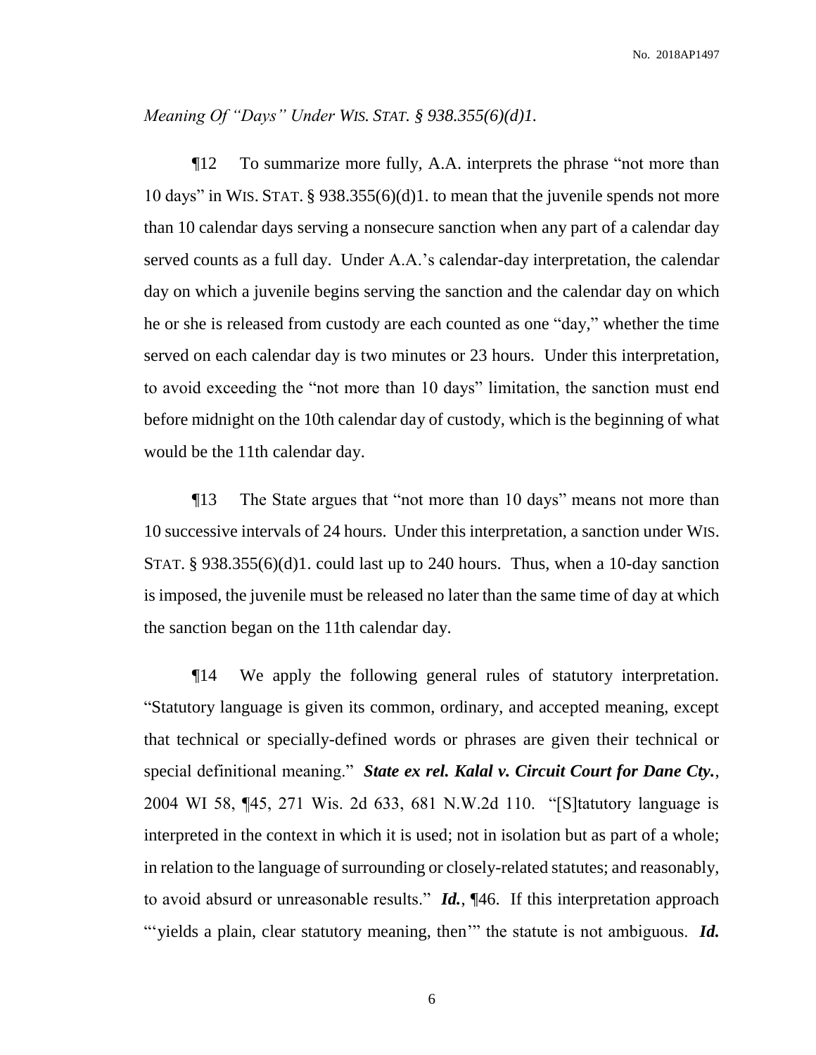*Meaning Of "Days" Under WIS. STAT. § 938.355(6)(d)1.*

¶12 To summarize more fully, A.A. interprets the phrase "not more than 10 days" in WIS. STAT. § 938.355(6)(d)1. to mean that the juvenile spends not more than 10 calendar days serving a nonsecure sanction when any part of a calendar day served counts as a full day. Under A.A.'s calendar-day interpretation, the calendar day on which a juvenile begins serving the sanction and the calendar day on which he or she is released from custody are each counted as one "day," whether the time served on each calendar day is two minutes or 23 hours. Under this interpretation, to avoid exceeding the "not more than 10 days" limitation, the sanction must end before midnight on the 10th calendar day of custody, which is the beginning of what would be the 11th calendar day.

¶13 The State argues that "not more than 10 days" means not more than 10 successive intervals of 24 hours. Under this interpretation, a sanction under WIS. STAT. § 938.355(6)(d)1. could last up to 240 hours. Thus, when a 10-day sanction is imposed, the juvenile must be released no later than the same time of day at which the sanction began on the 11th calendar day.

¶14 We apply the following general rules of statutory interpretation. "Statutory language is given its common, ordinary, and accepted meaning, except that technical or specially-defined words or phrases are given their technical or special definitional meaning." ***State ex rel. Kalal v. Circuit Court for Dane Cty.***, 2004 WI 58, ¶45, 271 Wis. 2d 633, 681 N.W.2d 110. "[S]tatutory language is interpreted in the context in which it is used; not in isolation but as part of a whole; in relation to the language of surrounding or closely-related statutes; and reasonably, to avoid absurd or unreasonable results." ***Id.***, ¶46. If this interpretation approach "'yields a plain, clear statutory meaning, then'" the statute is not ambiguous. ***Id.***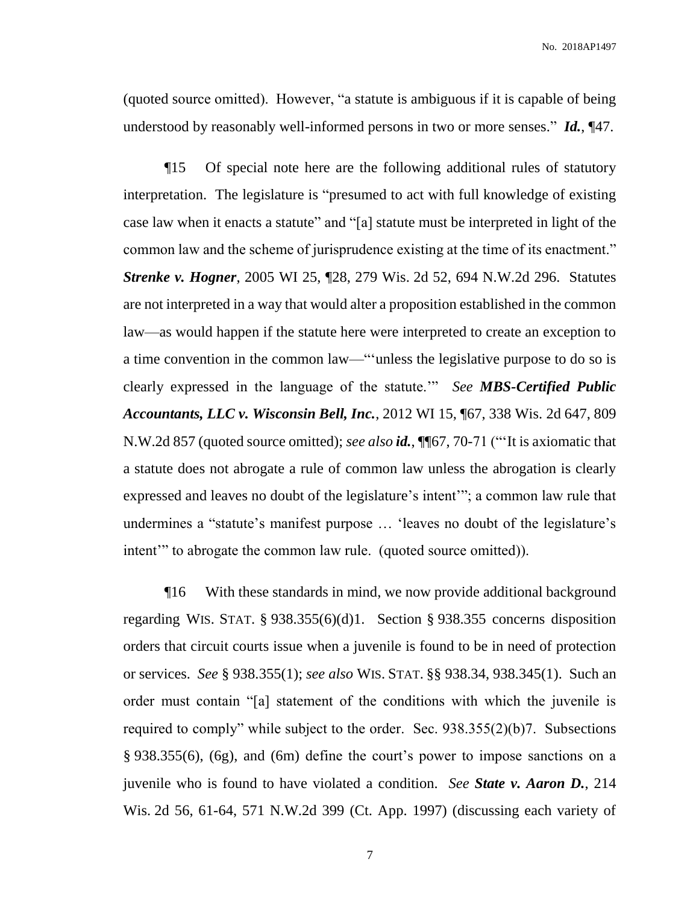(quoted source omitted). However, "a statute is ambiguous if it is capable of being understood by reasonably well-informed persons in two or more senses." ***Id.***, ¶47.

¶15 Of special note here are the following additional rules of statutory interpretation. The legislature is "presumed to act with full knowledge of existing case law when it enacts a statute" and "[a] statute must be interpreted in light of the common law and the scheme of jurisprudence existing at the time of its enactment." ***Strenke v. Hogner***, 2005 WI 25, ¶28, 279 Wis. 2d 52, 694 N.W.2d 296. Statutes are not interpreted in a way that would alter a proposition established in the common law—as would happen if the statute here were interpreted to create an exception to a time convention in the common law—"'unless the legislative purpose to do so is clearly expressed in the language of the statute.'" *See* ***MBS-Certified Public Accountants, LLC v. Wisconsin Bell, Inc.***, 2012 WI 15, ¶67, 338 Wis. 2d 647, 809 N.W.2d 857 (quoted source omitted); *see also* ***id.***, ¶¶67, 70-71 ("'It is axiomatic that a statute does not abrogate a rule of common law unless the abrogation is clearly expressed and leaves no doubt of the legislature's intent'"; a common law rule that undermines a "statute's manifest purpose … 'leaves no doubt of the legislature's intent'" to abrogate the common law rule. (quoted source omitted)).

¶16 With these standards in mind, we now provide additional background regarding WIS. STAT. § 938.355(6)(d)1. Section § 938.355 concerns disposition orders that circuit courts issue when a juvenile is found to be in need of protection or services. *See* § 938.355(1); *see also* WIS. STAT. §§ 938.34, 938.345(1). Such an order must contain "[a] statement of the conditions with which the juvenile is required to comply" while subject to the order. Sec. 938.355(2)(b)7. Subsections § 938.355(6), (6g), and (6m) define the court's power to impose sanctions on a juvenile who is found to have violated a condition. *See* ***State v. Aaron D.***, 214 Wis. 2d 56, 61-64, 571 N.W.2d 399 (Ct. App. 1997) (discussing each variety of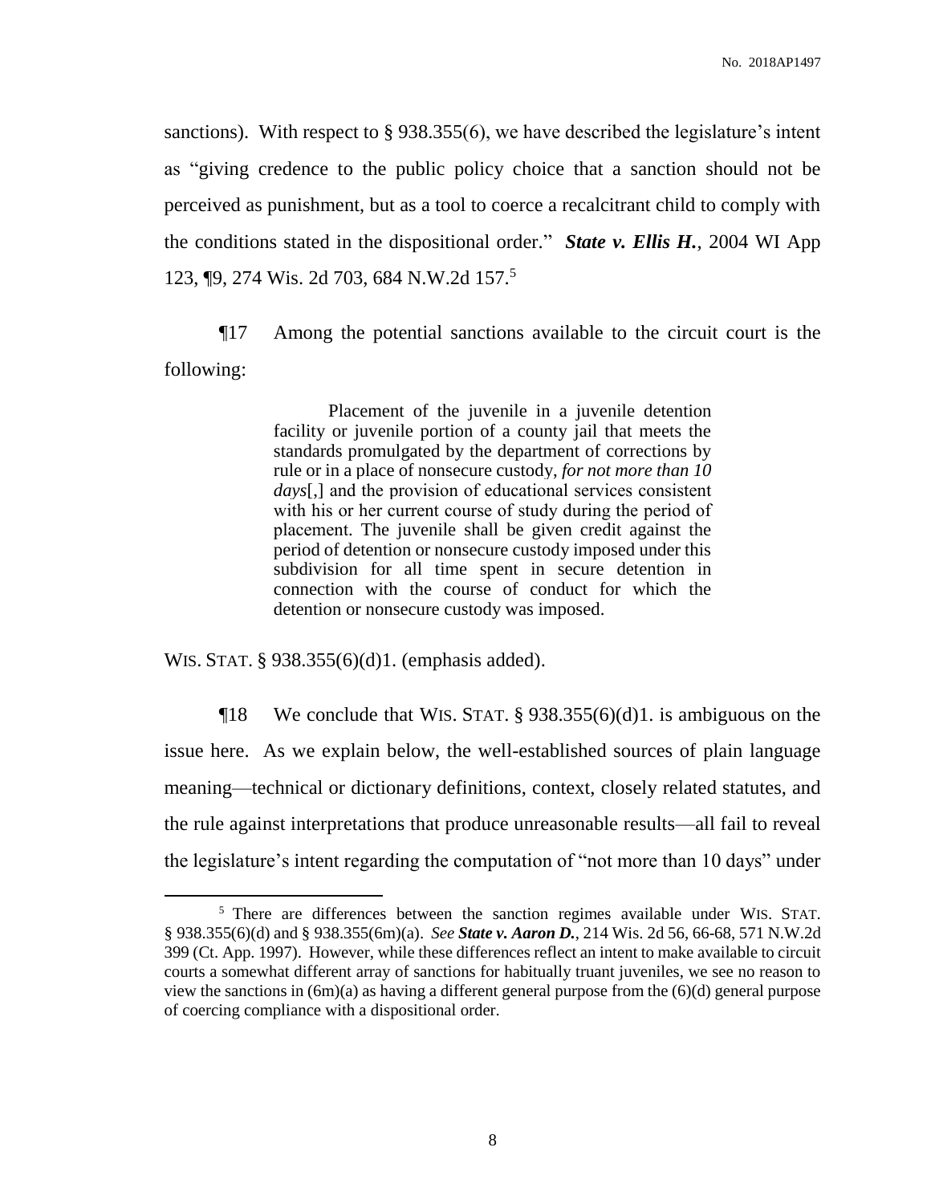sanctions). With respect to § 938.355(6), we have described the legislature's intent as "giving credence to the public policy choice that a sanction should not be perceived as punishment, but as a tool to coerce a recalcitrant child to comply with the conditions stated in the dispositional order." ***State v. Ellis H.***, 2004 WI App 123, ¶9, 274 Wis. 2d 703, 684 N.W.2d 157.[5]

¶17 Among the potential sanctions available to the circuit court is the following:

> Placement of the juvenile in a juvenile detention facility or juvenile portion of a county jail that meets the standards promulgated by the department of corrections by rule or in a place of nonsecure custody, *for not more than 10 days*[,] and the provision of educational services consistent with his or her current course of study during the period of placement. The juvenile shall be given credit against the period of detention or nonsecure custody imposed under this subdivision for all time spent in secure detention in connection with the course of conduct for which the detention or nonsecure custody was imposed.

WIS. STAT. § 938.355(6)(d)1. (emphasis added).

¶18 We conclude that WIS. STAT. § 938.355(6)(d)1. is ambiguous on the issue here. As we explain below, the well-established sources of plain language meaning—technical or dictionary definitions, context, closely related statutes, and the rule against interpretations that produce unreasonable results—all fail to reveal the legislature's intent regarding the computation of "not more than 10 days" under

---

[5] There are differences between the sanction regimes available under WIS. STAT. § 938.355(6)(d) and § 938.355(6m)(a). *See* ***State v. Aaron D.***, 214 Wis. 2d 56, 66-68, 571 N.W.2d 399 (Ct. App. 1997). However, while these differences reflect an intent to make available to circuit courts a somewhat different array of sanctions for habitually truant juveniles, we see no reason to view the sanctions in (6m)(a) as having a different general purpose from the (6)(d) general purpose of coercing compliance with a dispositional order.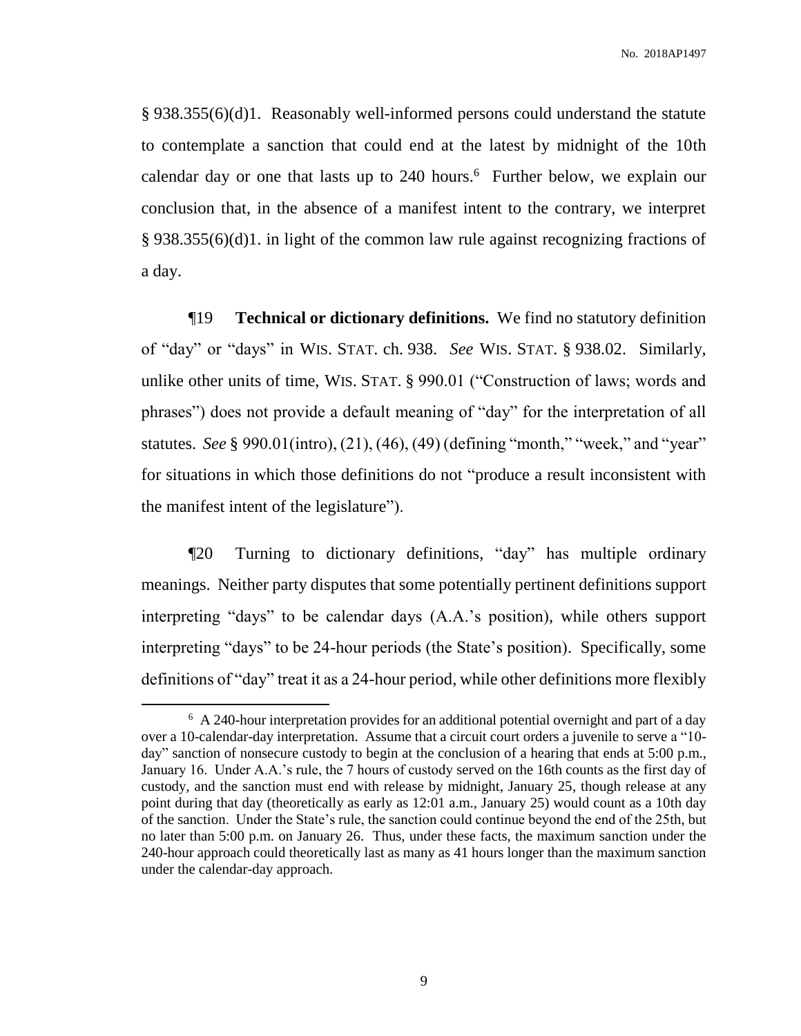§ 938.355(6)(d)1. Reasonably well-informed persons could understand the statute to contemplate a sanction that could end at the latest by midnight of the 10th calendar day or one that lasts up to 240 hours.[6] Further below, we explain our conclusion that, in the absence of a manifest intent to the contrary, we interpret § 938.355(6)(d)1. in light of the common law rule against recognizing fractions of a day.

¶19 **Technical or dictionary definitions.** We find no statutory definition of "day" or "days" in WIS. STAT. ch. 938. *See* WIS. STAT. § 938.02. Similarly, unlike other units of time, WIS. STAT. § 990.01 ("Construction of laws; words and phrases") does not provide a default meaning of "day" for the interpretation of all statutes. *See* § 990.01(intro), (21), (46), (49) (defining "month," "week," and "year" for situations in which those definitions do not "produce a result inconsistent with the manifest intent of the legislature").

¶20 Turning to dictionary definitions, "day" has multiple ordinary meanings. Neither party disputes that some potentially pertinent definitions support interpreting "days" to be calendar days (A.A.'s position), while others support interpreting "days" to be 24-hour periods (the State's position). Specifically, some definitions of "day" treat it as a 24-hour period, while other definitions more flexibly

---

[6] A 240-hour interpretation provides for an additional potential overnight and part of a day over a 10-calendar-day interpretation. Assume that a circuit court orders a juvenile to serve a "10-day" sanction of nonsecure custody to begin at the conclusion of a hearing that ends at 5:00 p.m., January 16. Under A.A.'s rule, the 7 hours of custody served on the 16th counts as the first day of custody, and the sanction must end with release by midnight, January 25, though release at any point during that day (theoretically as early as 12:01 a.m., January 25) would count as a 10th day of the sanction. Under the State's rule, the sanction could continue beyond the end of the 25th, but no later than 5:00 p.m. on January 26. Thus, under these facts, the maximum sanction under the 240-hour approach could theoretically last as many as 41 hours longer than the maximum sanction under the calendar-day approach.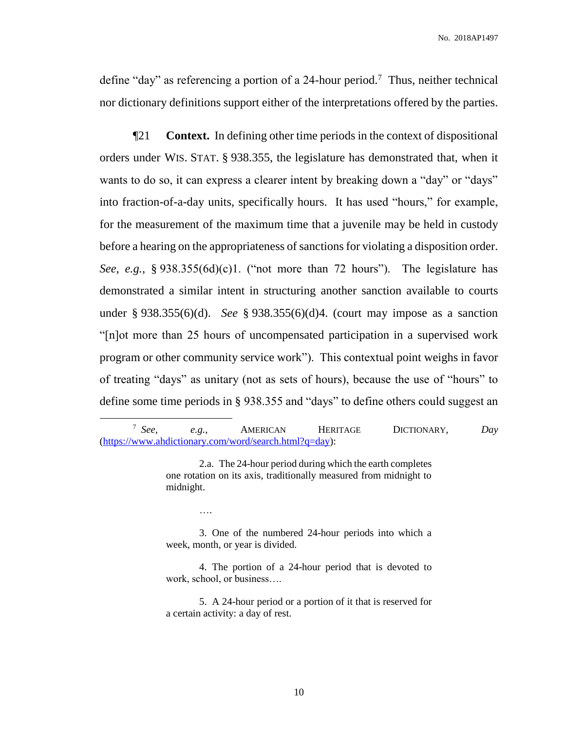define "day" as referencing a portion of a 24-hour period.[7] Thus, neither technical nor dictionary definitions support either of the interpretations offered by the parties.

¶21 **Context.** In defining other time periods in the context of dispositional orders under WIS. STAT. § 938.355, the legislature has demonstrated that, when it wants to do so, it can express a clearer intent by breaking down a "day" or "days" into fraction-of-a-day units, specifically hours. It has used "hours," for example, for the measurement of the maximum time that a juvenile may be held in custody before a hearing on the appropriateness of sanctions for violating a disposition order. *See, e.g.*, § 938.355(6d)(c)1. ("not more than 72 hours"). The legislature has demonstrated a similar intent in structuring another sanction available to courts under § 938.355(6)(d). *See* § 938.355(6)(d)4. (court may impose as a sanction "[n]ot more than 25 hours of uncompensated participation in a supervised work program or other community service work"). This contextual point weighs in favor of treating "days" as unitary (not as sets of hours), because the use of "hours" to define some time periods in § 938.355 and "days" to define others could suggest an

---

[7] *See, e.g.*, AMERICAN HERITAGE DICTIONARY, *Day* (https://www.ahdictionary.com/word/search.html?q=day):

> 2.a. The 24-hour period during which the earth completes one rotation on its axis, traditionally measured from midnight to midnight.
>
> ….
>
> 3. One of the numbered 24-hour periods into which a week, month, or year is divided.
>
> 4. The portion of a 24-hour period that is devoted to work, school, or business….
>
> 5. A 24-hour period or a portion of it that is reserved for a certain activity: a day of rest.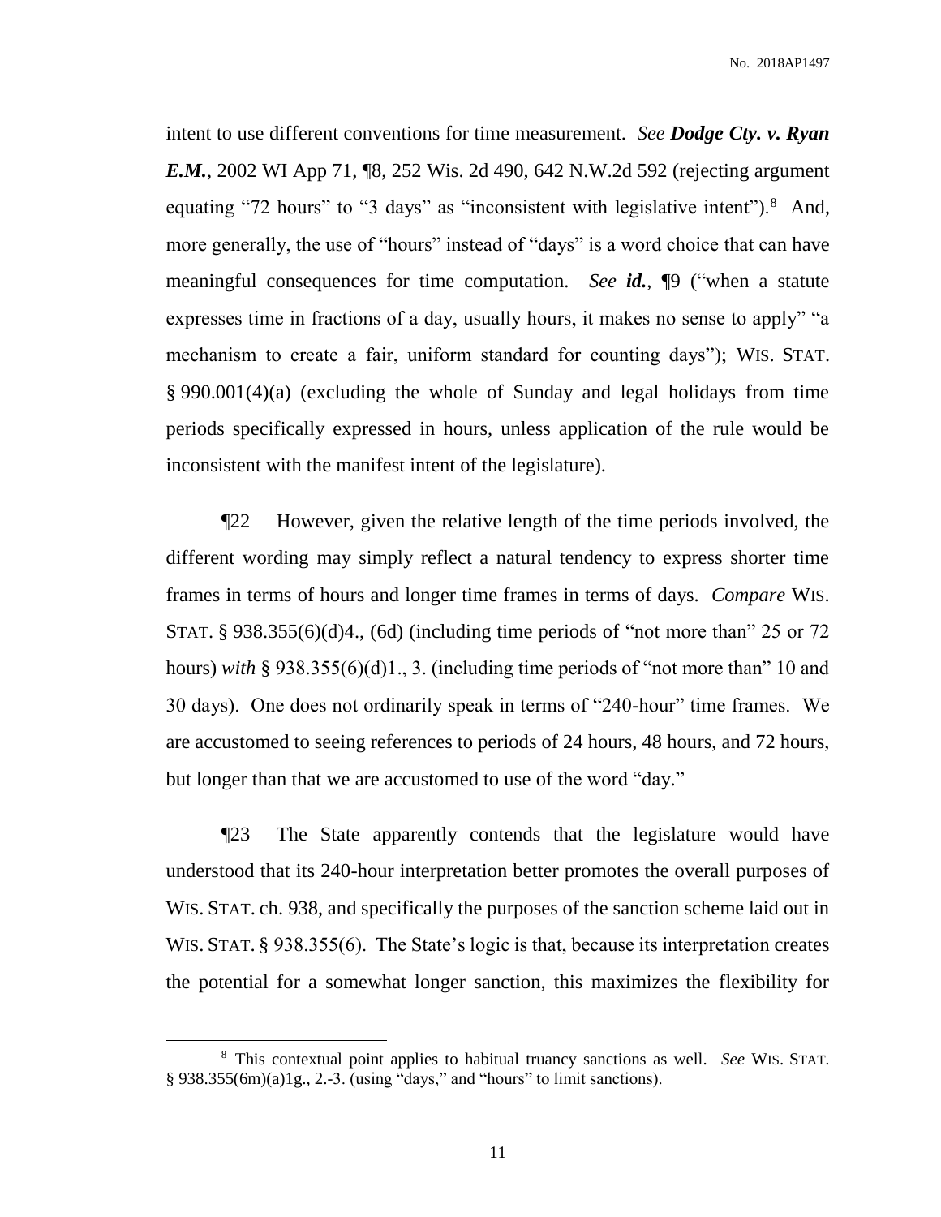intent to use different conventions for time measurement. *See* ***Dodge Cty. v. Ryan E.M.***, 2002 WI App 71, ¶8, 252 Wis. 2d 490, 642 N.W.2d 592 (rejecting argument equating "72 hours" to "3 days" as "inconsistent with legislative intent").[8] And, more generally, the use of "hours" instead of "days" is a word choice that can have meaningful consequences for time computation. *See* ***id.***, ¶9 ("when a statute expresses time in fractions of a day, usually hours, it makes no sense to apply" "a mechanism to create a fair, uniform standard for counting days"); WIS. STAT. § 990.001(4)(a) (excluding the whole of Sunday and legal holidays from time periods specifically expressed in hours, unless application of the rule would be inconsistent with the manifest intent of the legislature).

¶22 However, given the relative length of the time periods involved, the different wording may simply reflect a natural tendency to express shorter time frames in terms of hours and longer time frames in terms of days. *Compare* WIS. STAT. § 938.355(6)(d)4., (6d) (including time periods of "not more than" 25 or 72 hours) *with* § 938.355(6)(d)1., 3. (including time periods of "not more than" 10 and 30 days). One does not ordinarily speak in terms of "240-hour" time frames. We are accustomed to seeing references to periods of 24 hours, 48 hours, and 72 hours, but longer than that we are accustomed to use of the word "day."

¶23 The State apparently contends that the legislature would have understood that its 240-hour interpretation better promotes the overall purposes of WIS. STAT. ch. 938, and specifically the purposes of the sanction scheme laid out in WIS. STAT. § 938.355(6). The State's logic is that, because its interpretation creates the potential for a somewhat longer sanction, this maximizes the flexibility for

---

[8] This contextual point applies to habitual truancy sanctions as well. *See* WIS. STAT. § 938.355(6m)(a)1g., 2.-3. (using "days," and "hours" to limit sanctions).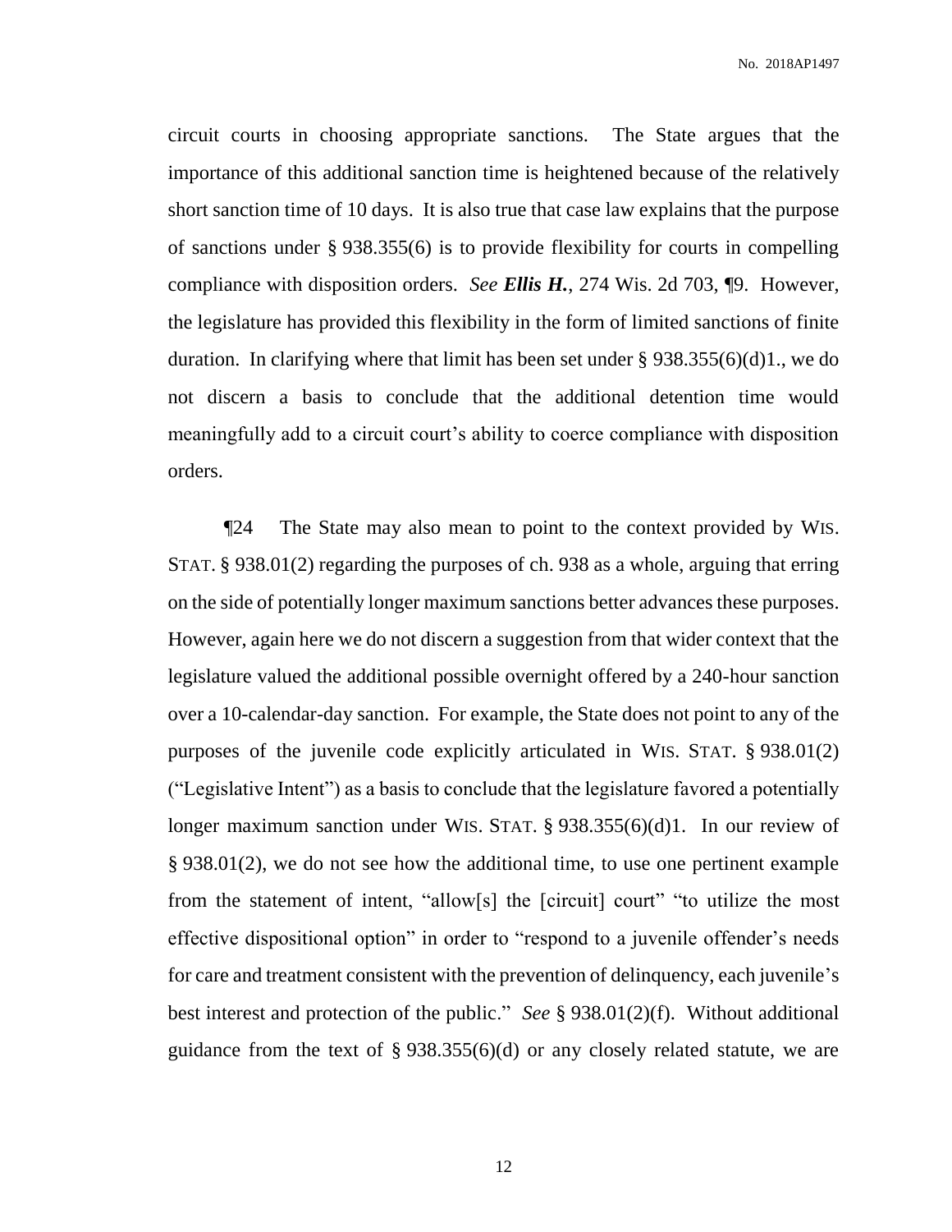circuit courts in choosing appropriate sanctions. The State argues that the importance of this additional sanction time is heightened because of the relatively short sanction time of 10 days. It is also true that case law explains that the purpose of sanctions under § 938.355(6) is to provide flexibility for courts in compelling compliance with disposition orders. *See* ***Ellis H.***, 274 Wis. 2d 703, ¶9. However, the legislature has provided this flexibility in the form of limited sanctions of finite duration. In clarifying where that limit has been set under § 938.355(6)(d)1., we do not discern a basis to conclude that the additional detention time would meaningfully add to a circuit court's ability to coerce compliance with disposition orders.

¶24 The State may also mean to point to the context provided by WIS. STAT. § 938.01(2) regarding the purposes of ch. 938 as a whole, arguing that erring on the side of potentially longer maximum sanctions better advances these purposes. However, again here we do not discern a suggestion from that wider context that the legislature valued the additional possible overnight offered by a 240-hour sanction over a 10-calendar-day sanction. For example, the State does not point to any of the purposes of the juvenile code explicitly articulated in WIS. STAT. § 938.01(2) ("Legislative Intent") as a basis to conclude that the legislature favored a potentially longer maximum sanction under WIS. STAT. § 938.355(6)(d)1. In our review of § 938.01(2), we do not see how the additional time, to use one pertinent example from the statement of intent, "allow[s] the [circuit] court" "to utilize the most effective dispositional option" in order to "respond to a juvenile offender's needs for care and treatment consistent with the prevention of delinquency, each juvenile's best interest and protection of the public." *See* § 938.01(2)(f). Without additional guidance from the text of § 938.355(6)(d) or any closely related statute, we are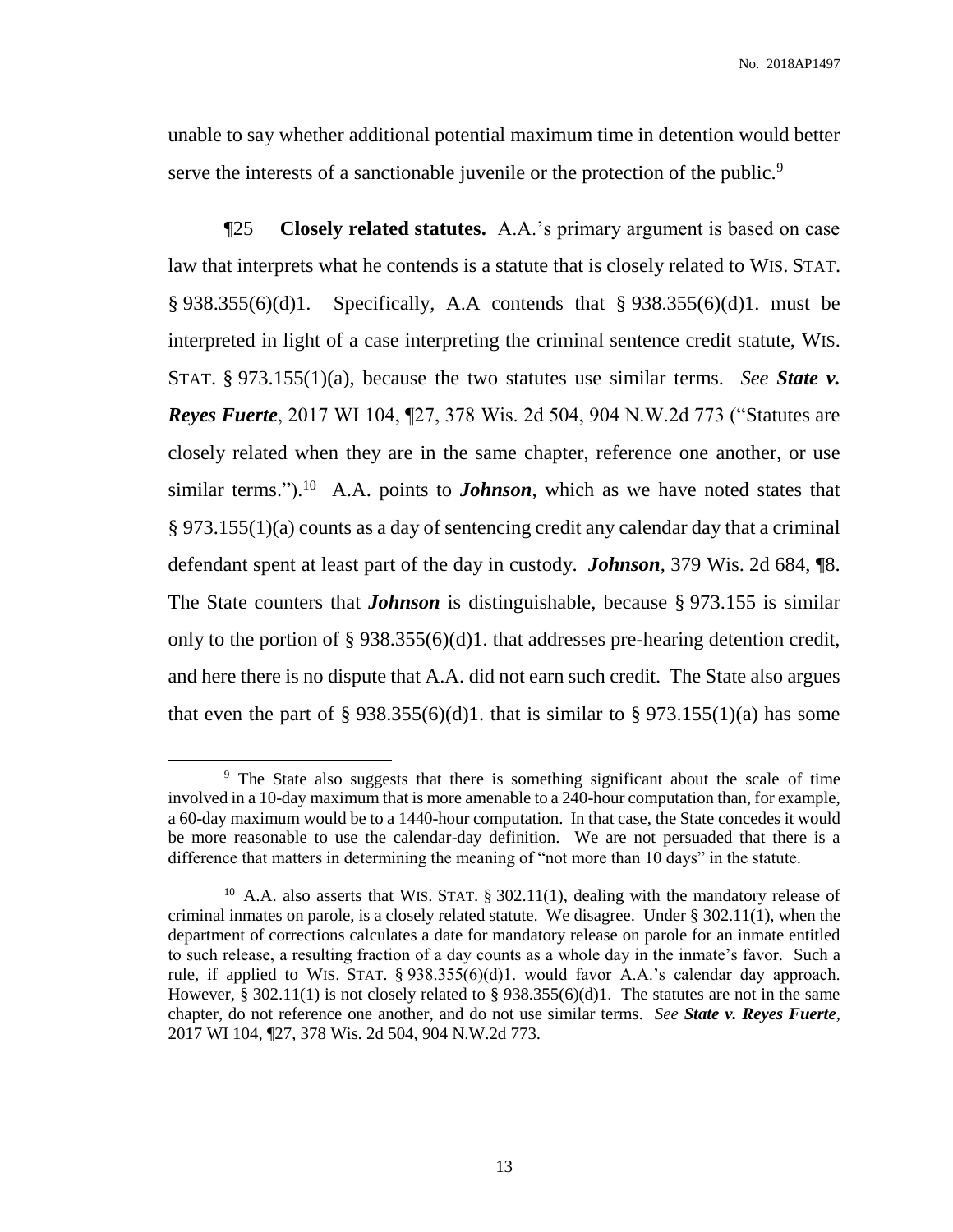unable to say whether additional potential maximum time in detention would better serve the interests of a sanctionable juvenile or the protection of the public.[9]

¶25 **Closely related statutes.** A.A.'s primary argument is based on case law that interprets what he contends is a statute that is closely related to WIS. STAT. § 938.355(6)(d)1. Specifically, A.A contends that § 938.355(6)(d)1. must be interpreted in light of a case interpreting the criminal sentence credit statute, WIS. STAT. § 973.155(1)(a), because the two statutes use similar terms. *See **State v. Reyes Fuerte***, 2017 WI 104, ¶27, 378 Wis. 2d 504, 904 N.W.2d 773 ("Statutes are closely related when they are in the same chapter, reference one another, or use similar terms.").[10] A.A. points to ***Johnson***, which as we have noted states that § 973.155(1)(a) counts as a day of sentencing credit any calendar day that a criminal defendant spent at least part of the day in custody. ***Johnson***, 379 Wis. 2d 684, ¶8. The State counters that ***Johnson*** is distinguishable, because § 973.155 is similar only to the portion of § 938.355(6)(d)1. that addresses pre-hearing detention credit, and here there is no dispute that A.A. did not earn such credit. The State also argues that even the part of § 938.355(6)(d)1. that is similar to § 973.155(1)(a) has some

---

[9] The State also suggests that there is something significant about the scale of time involved in a 10-day maximum that is more amenable to a 240-hour computation than, for example, a 60-day maximum would be to a 1440-hour computation. In that case, the State concedes it would be more reasonable to use the calendar-day definition. We are not persuaded that there is a difference that matters in determining the meaning of "not more than 10 days" in the statute.

[10] A.A. also asserts that WIS. STAT. § 302.11(1), dealing with the mandatory release of criminal inmates on parole, is a closely related statute. We disagree. Under § 302.11(1), when the department of corrections calculates a date for mandatory release on parole for an inmate entitled to such release, a resulting fraction of a day counts as a whole day in the inmate's favor. Such a rule, if applied to WIS. STAT. § 938.355(6)(d)1. would favor A.A.'s calendar day approach. However, § 302.11(1) is not closely related to § 938.355(6)(d)1. The statutes are not in the same chapter, do not reference one another, and do not use similar terms. *See **State v. Reyes Fuerte***, 2017 WI 104, ¶27, 378 Wis. 2d 504, 904 N.W.2d 773.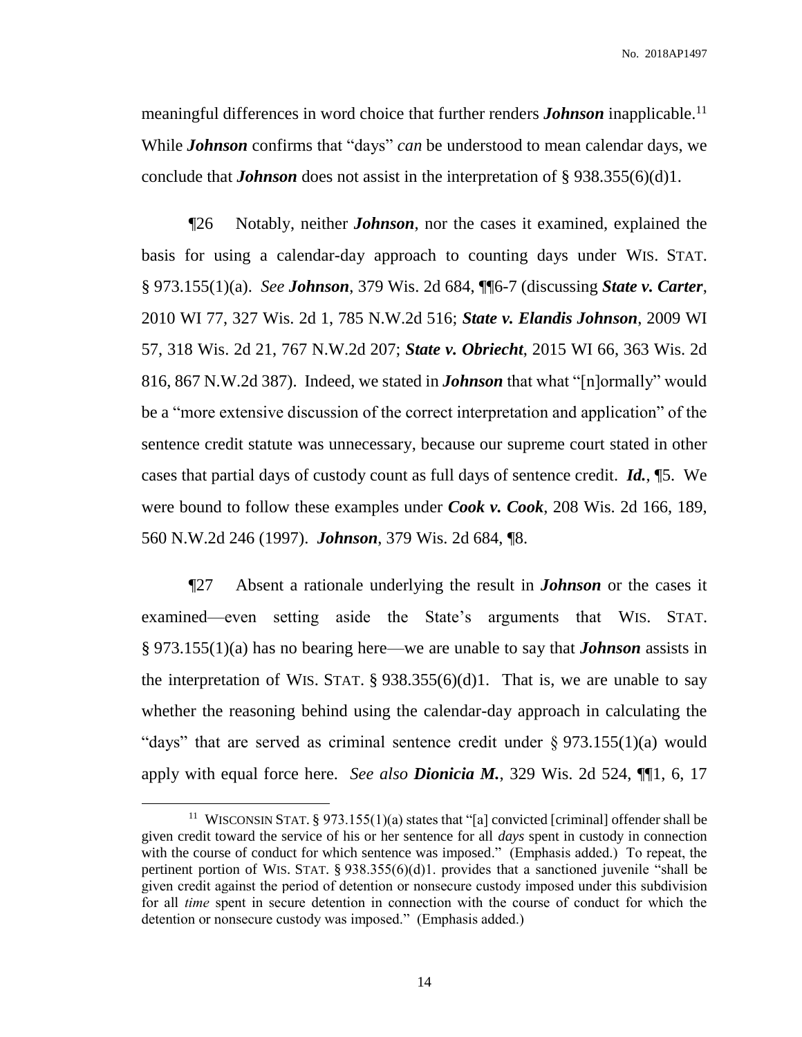meaningful differences in word choice that further renders ***Johnson*** inapplicable.[11] While ***Johnson*** confirms that "days" *can* be understood to mean calendar days, we conclude that ***Johnson*** does not assist in the interpretation of § 938.355(6)(d)1.

¶26 Notably, neither ***Johnson***, nor the cases it examined, explained the basis for using a calendar-day approach to counting days under WIS. STAT. § 973.155(1)(a). *See* ***Johnson***, 379 Wis. 2d 684, ¶¶6-7 (discussing ***State v. Carter***, 2010 WI 77, 327 Wis. 2d 1, 785 N.W.2d 516; ***State v. Elandis Johnson***, 2009 WI 57, 318 Wis. 2d 21, 767 N.W.2d 207; ***State v. Obriecht***, 2015 WI 66, 363 Wis. 2d 816, 867 N.W.2d 387). Indeed, we stated in ***Johnson*** that what "[n]ormally" would be a "more extensive discussion of the correct interpretation and application" of the sentence credit statute was unnecessary, because our supreme court stated in other cases that partial days of custody count as full days of sentence credit. ***Id.***, ¶5. We were bound to follow these examples under ***Cook v. Cook***, 208 Wis. 2d 166, 189, 560 N.W.2d 246 (1997). ***Johnson***, 379 Wis. 2d 684, ¶8.

¶27 Absent a rationale underlying the result in ***Johnson*** or the cases it examined—even setting aside the State's arguments that WIS. STAT. § 973.155(1)(a) has no bearing here—we are unable to say that ***Johnson*** assists in the interpretation of WIS. STAT. § 938.355(6)(d)1. That is, we are unable to say whether the reasoning behind using the calendar-day approach in calculating the "days" that are served as criminal sentence credit under § 973.155(1)(a) would apply with equal force here. *See also* ***Dionicia M.***, 329 Wis. 2d 524, ¶¶1, 6, 17

---

[11] WISCONSIN STAT. § 973.155(1)(a) states that "[a] convicted [criminal] offender shall be given credit toward the service of his or her sentence for all *days* spent in custody in connection with the course of conduct for which sentence was imposed." (Emphasis added.) To repeat, the pertinent portion of WIS. STAT. § 938.355(6)(d)1. provides that a sanctioned juvenile "shall be given credit against the period of detention or nonsecure custody imposed under this subdivision for all *time* spent in secure detention in connection with the course of conduct for which the detention or nonsecure custody was imposed." (Emphasis added.)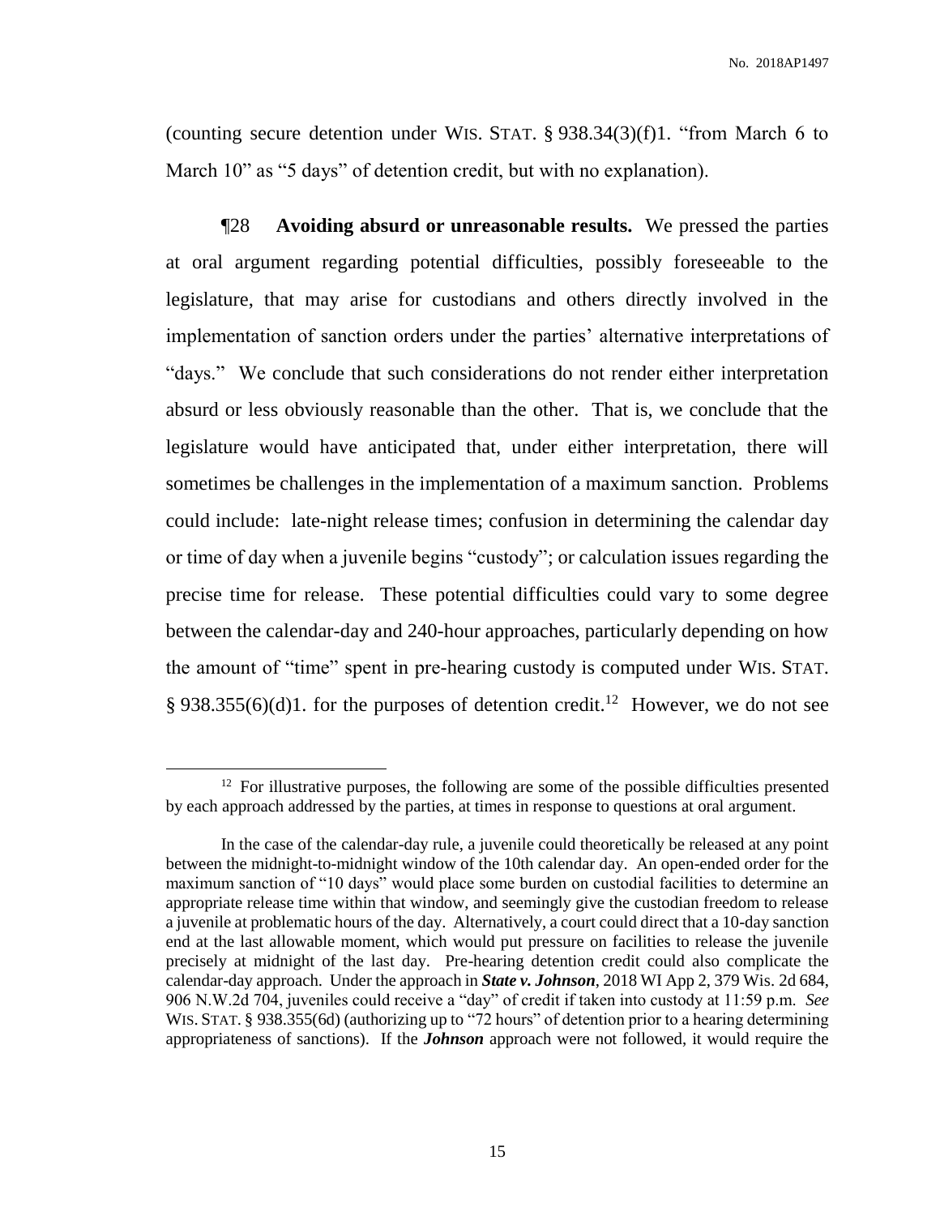(counting secure detention under WIS. STAT. § 938.34(3)(f)1. "from March 6 to March 10" as "5 days" of detention credit, but with no explanation).

¶28 **Avoiding absurd or unreasonable results.** We pressed the parties at oral argument regarding potential difficulties, possibly foreseeable to the legislature, that may arise for custodians and others directly involved in the implementation of sanction orders under the parties' alternative interpretations of "days." We conclude that such considerations do not render either interpretation absurd or less obviously reasonable than the other. That is, we conclude that the legislature would have anticipated that, under either interpretation, there will sometimes be challenges in the implementation of a maximum sanction. Problems could include: late-night release times; confusion in determining the calendar day or time of day when a juvenile begins "custody"; or calculation issues regarding the precise time for release. These potential difficulties could vary to some degree between the calendar-day and 240-hour approaches, particularly depending on how the amount of "time" spent in pre-hearing custody is computed under WIS. STAT. § 938.355(6)(d)1. for the purposes of detention credit.[12] However, we do not see

---

[12] For illustrative purposes, the following are some of the possible difficulties presented by each approach addressed by the parties, at times in response to questions at oral argument.

In the case of the calendar-day rule, a juvenile could theoretically be released at any point between the midnight-to-midnight window of the 10th calendar day. An open-ended order for the maximum sanction of "10 days" would place some burden on custodial facilities to determine an appropriate release time within that window, and seemingly give the custodian freedom to release a juvenile at problematic hours of the day. Alternatively, a court could direct that a 10-day sanction end at the last allowable moment, which would put pressure on facilities to release the juvenile precisely at midnight of the last day. Pre-hearing detention credit could also complicate the calendar-day approach. Under the approach in ***State v. Johnson***, 2018 WI App 2, 379 Wis. 2d 684, 906 N.W.2d 704, juveniles could receive a "day" of credit if taken into custody at 11:59 p.m. *See* WIS. STAT. § 938.355(6d) (authorizing up to "72 hours" of detention prior to a hearing determining appropriateness of sanctions). If the ***Johnson*** approach were not followed, it would require the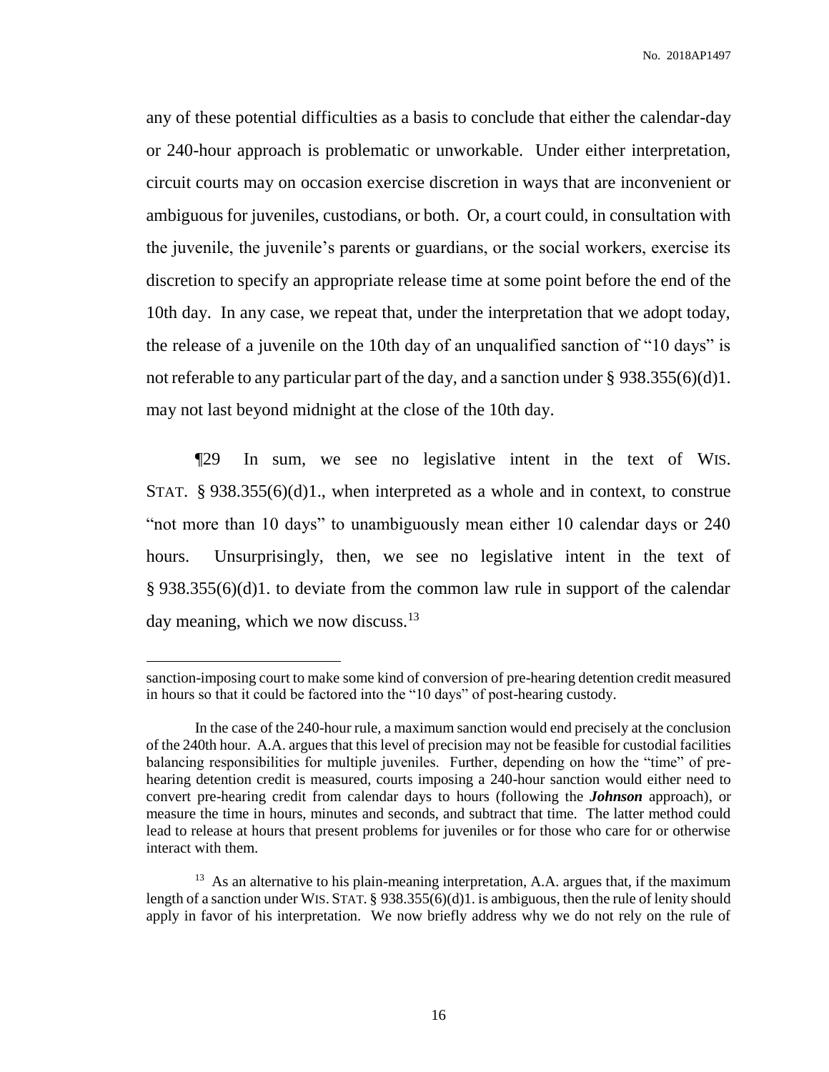any of these potential difficulties as a basis to conclude that either the calendar-day or 240-hour approach is problematic or unworkable. Under either interpretation, circuit courts may on occasion exercise discretion in ways that are inconvenient or ambiguous for juveniles, custodians, or both. Or, a court could, in consultation with the juvenile, the juvenile's parents or guardians, or the social workers, exercise its discretion to specify an appropriate release time at some point before the end of the 10th day. In any case, we repeat that, under the interpretation that we adopt today, the release of a juvenile on the 10th day of an unqualified sanction of "10 days" is not referable to any particular part of the day, and a sanction under § 938.355(6)(d)1. may not last beyond midnight at the close of the 10th day.

¶29 In sum, we see no legislative intent in the text of WIS. STAT. § 938.355(6)(d)1., when interpreted as a whole and in context, to construe "not more than 10 days" to unambiguously mean either 10 calendar days or 240 hours. Unsurprisingly, then, we see no legislative intent in the text of § 938.355(6)(d)1. to deviate from the common law rule in support of the calendar day meaning, which we now discuss.[13]

---

sanction-imposing court to make some kind of conversion of pre-hearing detention credit measured in hours so that it could be factored into the "10 days" of post-hearing custody.

In the case of the 240-hour rule, a maximum sanction would end precisely at the conclusion of the 240th hour. A.A. argues that this level of precision may not be feasible for custodial facilities balancing responsibilities for multiple juveniles. Further, depending on how the "time" of pre-hearing detention credit is measured, courts imposing a 240-hour sanction would either need to convert pre-hearing credit from calendar days to hours (following the ***Johnson*** approach), or measure the time in hours, minutes and seconds, and subtract that time. The latter method could lead to release at hours that present problems for juveniles or for those who care for or otherwise interact with them.

[13] As an alternative to his plain-meaning interpretation, A.A. argues that, if the maximum length of a sanction under WIS. STAT. § 938.355(6)(d)1. is ambiguous, then the rule of lenity should apply in favor of his interpretation. We now briefly address why we do not rely on the rule of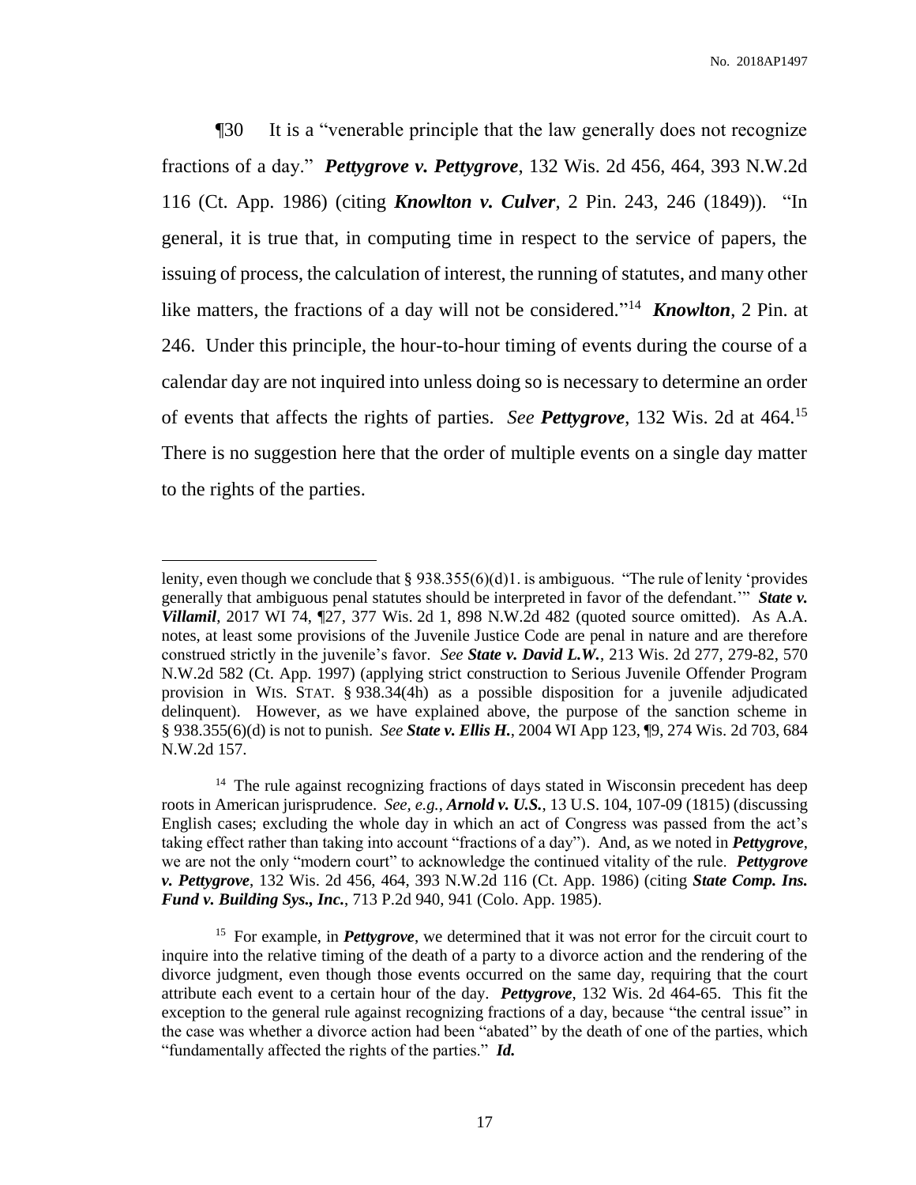¶30 It is a "venerable principle that the law generally does not recognize fractions of a day." ***Pettygrove v. Pettygrove***, 132 Wis. 2d 456, 464, 393 N.W.2d 116 (Ct. App. 1986) (citing ***Knowlton v. Culver***, 2 Pin. 243, 246 (1849)). "In general, it is true that, in computing time in respect to the service of papers, the issuing of process, the calculation of interest, the running of statutes, and many other like matters, the fractions of a day will not be considered."[14] ***Knowlton***, 2 Pin. at 246. Under this principle, the hour-to-hour timing of events during the course of a calendar day are not inquired into unless doing so is necessary to determine an order of events that affects the rights of parties. *See* ***Pettygrove***, 132 Wis. 2d at 464.[15] There is no suggestion here that the order of multiple events on a single day matter to the rights of the parties.

---

lenity, even though we conclude that § 938.355(6)(d)1. is ambiguous. "The rule of lenity 'provides generally that ambiguous penal statutes should be interpreted in favor of the defendant.'" ***State v. Villamil***, 2017 WI 74, ¶27, 377 Wis. 2d 1, 898 N.W.2d 482 (quoted source omitted). As A.A. notes, at least some provisions of the Juvenile Justice Code are penal in nature and are therefore construed strictly in the juvenile's favor. *See* ***State v. David L.W.***, 213 Wis. 2d 277, 279-82, 570 N.W.2d 582 (Ct. App. 1997) (applying strict construction to Serious Juvenile Offender Program provision in WIS. STAT. § 938.34(4h) as a possible disposition for a juvenile adjudicated delinquent). However, as we have explained above, the purpose of the sanction scheme in § 938.355(6)(d) is not to punish. *See* ***State v. Ellis H.***, 2004 WI App 123, ¶9, 274 Wis. 2d 703, 684 N.W.2d 157.

[14] The rule against recognizing fractions of days stated in Wisconsin precedent has deep roots in American jurisprudence. *See, e.g.*, ***Arnold v. U.S.***, 13 U.S. 104, 107-09 (1815) (discussing English cases; excluding the whole day in which an act of Congress was passed from the act's taking effect rather than taking into account "fractions of a day"). And, as we noted in ***Pettygrove***, we are not the only "modern court" to acknowledge the continued vitality of the rule. ***Pettygrove v. Pettygrove***, 132 Wis. 2d 456, 464, 393 N.W.2d 116 (Ct. App. 1986) (citing ***State Comp. Ins. Fund v. Building Sys., Inc.***, 713 P.2d 940, 941 (Colo. App. 1985).

[15] For example, in ***Pettygrove***, we determined that it was not error for the circuit court to inquire into the relative timing of the death of a party to a divorce action and the rendering of the divorce judgment, even though those events occurred on the same day, requiring that the court attribute each event to a certain hour of the day. ***Pettygrove***, 132 Wis. 2d 464-65. This fit the exception to the general rule against recognizing fractions of a day, because "the central issue" in the case was whether a divorce action had been "abated" by the death of one of the parties, which "fundamentally affected the rights of the parties." ***Id.***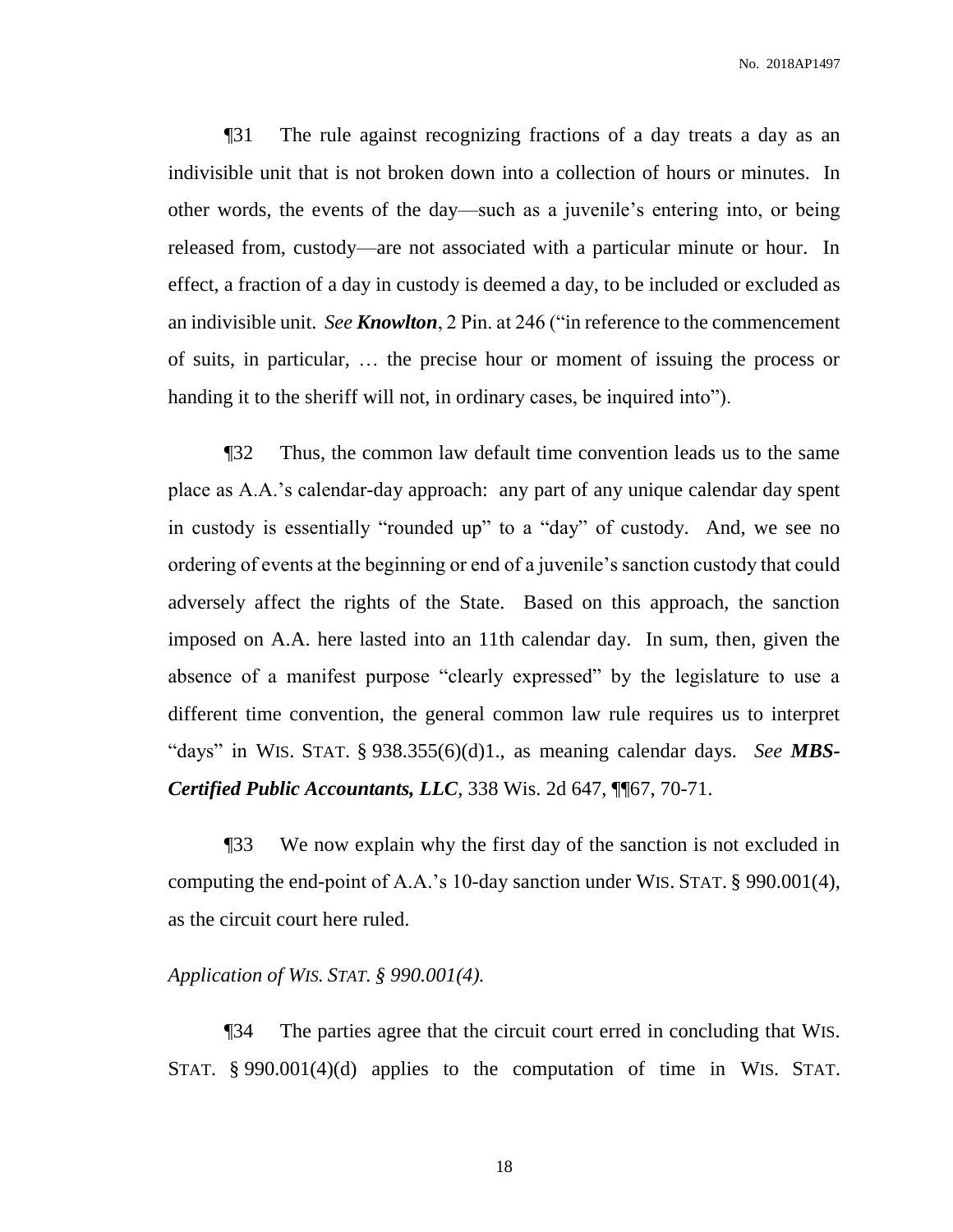¶31 The rule against recognizing fractions of a day treats a day as an indivisible unit that is not broken down into a collection of hours or minutes. In other words, the events of the day—such as a juvenile's entering into, or being released from, custody—are not associated with a particular minute or hour. In effect, a fraction of a day in custody is deemed a day, to be included or excluded as an indivisible unit. *See **Knowlton***, 2 Pin. at 246 ("in reference to the commencement of suits, in particular, … the precise hour or moment of issuing the process or handing it to the sheriff will not, in ordinary cases, be inquired into").

¶32 Thus, the common law default time convention leads us to the same place as A.A.'s calendar-day approach: any part of any unique calendar day spent in custody is essentially "rounded up" to a "day" of custody. And, we see no ordering of events at the beginning or end of a juvenile's sanction custody that could adversely affect the rights of the State. Based on this approach, the sanction imposed on A.A. here lasted into an 11th calendar day. In sum, then, given the absence of a manifest purpose "clearly expressed" by the legislature to use a different time convention, the general common law rule requires us to interpret "days" in WIS. STAT. § 938.355(6)(d)1., as meaning calendar days. *See **MBS-Certified Public Accountants, LLC***, 338 Wis. 2d 647, ¶¶67, 70-71.

¶33 We now explain why the first day of the sanction is not excluded in computing the end-point of A.A.'s 10-day sanction under WIS. STAT. § 990.001(4), as the circuit court here ruled.

*Application of WIS. STAT. § 990.001(4).*

¶34 The parties agree that the circuit court erred in concluding that WIS. STAT. § 990.001(4)(d) applies to the computation of time in WIS. STAT.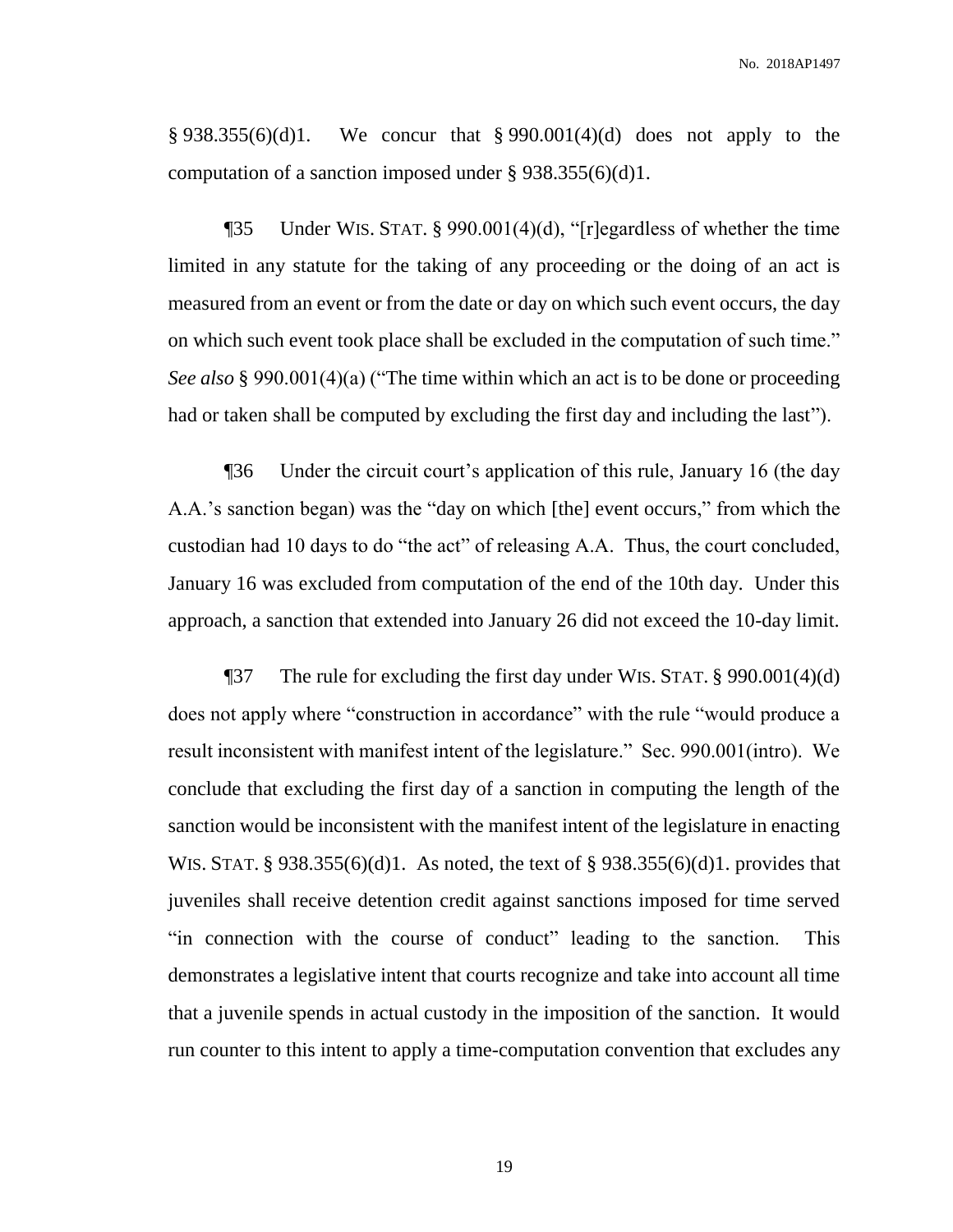§ 938.355(6)(d)1. We concur that § 990.001(4)(d) does not apply to the computation of a sanction imposed under § 938.355(6)(d)1.

¶35 Under WIS. STAT. § 990.001(4)(d), "[r]egardless of whether the time limited in any statute for the taking of any proceeding or the doing of an act is measured from an event or from the date or day on which such event occurs, the day on which such event took place shall be excluded in the computation of such time." *See also* § 990.001(4)(a) ("The time within which an act is to be done or proceeding had or taken shall be computed by excluding the first day and including the last").

¶36 Under the circuit court's application of this rule, January 16 (the day A.A.'s sanction began) was the "day on which [the] event occurs," from which the custodian had 10 days to do "the act" of releasing A.A. Thus, the court concluded, January 16 was excluded from computation of the end of the 10th day. Under this approach, a sanction that extended into January 26 did not exceed the 10-day limit.

¶37 The rule for excluding the first day under WIS. STAT. § 990.001(4)(d) does not apply where "construction in accordance" with the rule "would produce a result inconsistent with manifest intent of the legislature." Sec. 990.001(intro). We conclude that excluding the first day of a sanction in computing the length of the sanction would be inconsistent with the manifest intent of the legislature in enacting WIS. STAT. § 938.355(6)(d)1. As noted, the text of § 938.355(6)(d)1. provides that juveniles shall receive detention credit against sanctions imposed for time served "in connection with the course of conduct" leading to the sanction. This demonstrates a legislative intent that courts recognize and take into account all time that a juvenile spends in actual custody in the imposition of the sanction. It would run counter to this intent to apply a time-computation convention that excludes any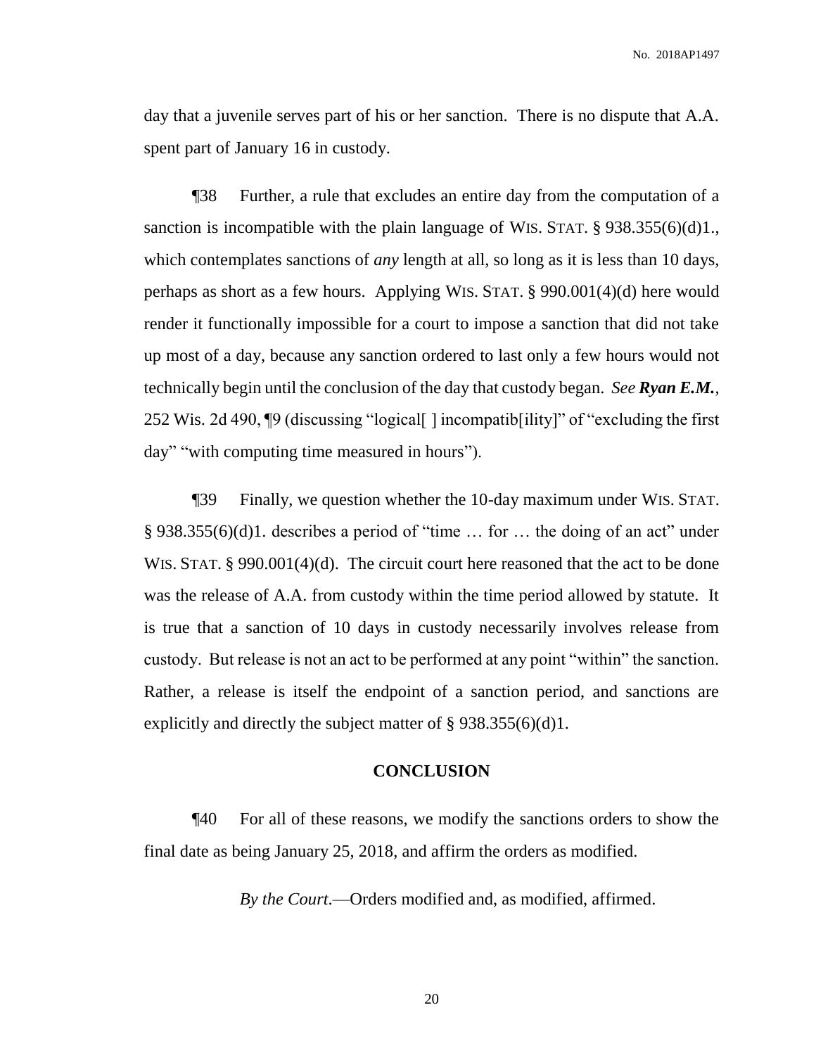day that a juvenile serves part of his or her sanction. There is no dispute that A.A. spent part of January 16 in custody.

¶38 Further, a rule that excludes an entire day from the computation of a sanction is incompatible with the plain language of WIS. STAT. § 938.355(6)(d)1., which contemplates sanctions of *any* length at all, so long as it is less than 10 days, perhaps as short as a few hours. Applying WIS. STAT. § 990.001(4)(d) here would render it functionally impossible for a court to impose a sanction that did not take up most of a day, because any sanction ordered to last only a few hours would not technically begin until the conclusion of the day that custody began. *See* ***Ryan E.M.***, 252 Wis. 2d 490, ¶9 (discussing "logical[ ] incompatib[ility]" of "excluding the first day" "with computing time measured in hours").

¶39 Finally, we question whether the 10-day maximum under WIS. STAT. § 938.355(6)(d)1. describes a period of "time … for … the doing of an act" under WIS. STAT. § 990.001(4)(d). The circuit court here reasoned that the act to be done was the release of A.A. from custody within the time period allowed by statute. It is true that a sanction of 10 days in custody necessarily involves release from custody. But release is not an act to be performed at any point "within" the sanction. Rather, a release is itself the endpoint of a sanction period, and sanctions are explicitly and directly the subject matter of § 938.355(6)(d)1.

## CONCLUSION

¶40 For all of these reasons, we modify the sanctions orders to show the final date as being January 25, 2018, and affirm the orders as modified.

*By the Court.*—Orders modified and, as modified, affirmed.